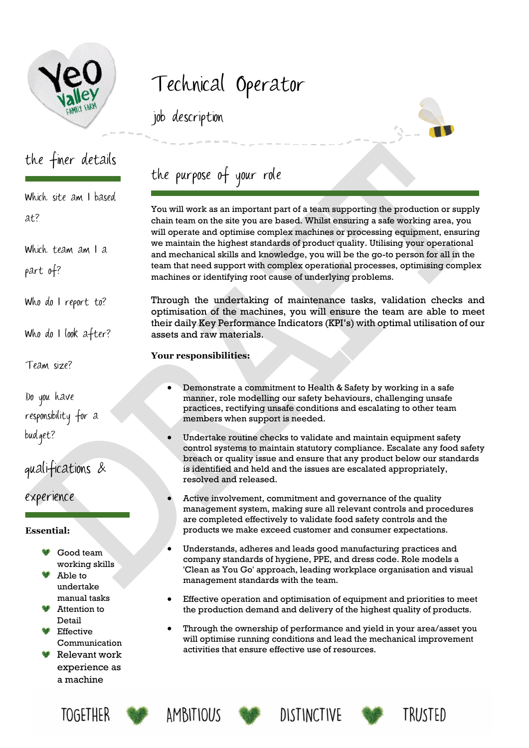# Technical Operator

## job description

## the finer details

Which site am I based at?

Which team am I a part of?

Who do I report to?

Who do I look after?

Team size?

Do you have responsibility for a budget?

## qualifications & experience

**Essential:**

- Good team working skills
- Able to undertake manual tasks
- Attention to Detail
- Effective Communication
- Relevant work experience as a machine

## the purpose of your role

You will work as an important part of a team supporting the production or supply chain team on the site you are based. Whilst ensuring a safe working area, you will operate and optimise complex machines or processing equipment, ensuring we maintain the highest standards of product quality. Utilising your operational and mechanical skills and knowledge, you will be the go-to person for all in the team that need support with complex operational processes, optimising complex machines or identifying root cause of underlying problems.

Through the undertaking of maintenance tasks, validation checks and optimisation of the machines, you will ensure the team are able to meet their daily Key Performance Indicators (KPI's) with optimal utilisation of our assets and raw materials.

**Your responsibilities:**

- Demonstrate a commitment to Health & Safety by working in a safe manner, role modelling our safety behaviours, challenging unsafe practices, rectifying unsafe conditions and escalating to other team members when support is needed.
- Undertake routine checks to validate and maintain equipment safety control systems to maintain statutory compliance. Escalate any food safety breach or quality issue and ensure that any product below our standards is identified and held and the issues are escalated appropriately, resolved and released.
- Active involvement, commitment and governance of the quality management system, making sure all relevant controls and procedures are completed effectively to validate food safety controls and the products we make exceed customer and consumer expectations.
- Understands, adheres and leads good manufacturing practices and company standards of hygiene, PPE, and dress code. Role models a 'Clean as You Go' approach, leading workplace organisation and visual management standards with the team.
- Effective operation and optimisation of equipment and priorities to meet the production demand and delivery of the highest quality of products.
- Through the ownership of performance and yield in your area/asset you will optimise running conditions and lead the mechanical improvement activities that ensure effective use of resources.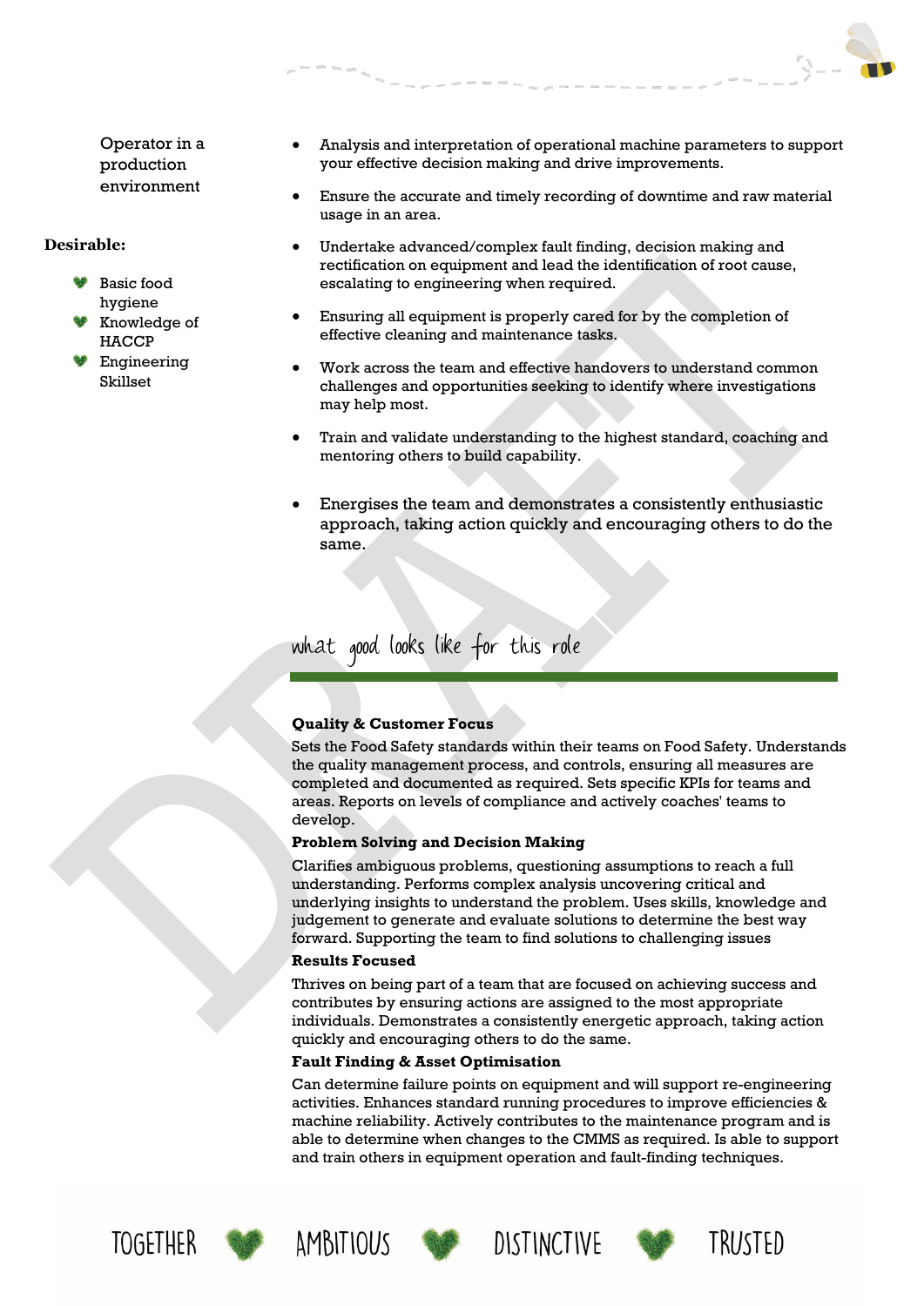Operator in a production environment

**Desirable:**

- Basic food hygiene
- Knowledge of HACCP
- Engineering Skillset

- Analysis and interpretation of operational machine parameters to support your effective decision making and drive improvements.
- Ensure the accurate and timely recording of downtime and raw material usage in an area.
- Undertake advanced/complex fault finding, decision making and rectification on equipment and lead the identification of root cause, escalating to engineering when required.
- Ensuring all equipment is properly cared for by the completion of effective cleaning and maintenance tasks.
- Work across the team and effective handovers to understand common challenges and opportunities seeking to identify where investigations may help most.
- Train and validate understanding to the highest standard, coaching and mentoring others to build capability.
- Energises the team and demonstrates a consistently enthusiastic approach, taking action quickly and encouraging others to do the same.

## what good looks like for this role

**Quality & Customer Focus**

Sets the Food Safety standards within their teams on Food Safety. Understands the quality management process, and controls, ensuring all measures are completed and documented as required. Sets specific KPIs for teams and areas. Reports on levels of compliance and actively coaches' teams to develop.

**Problem Solving and Decision Making**

Clarifies ambiguous problems, questioning assumptions to reach a full understanding. Performs complex analysis uncovering critical and underlying insights to understand the problem. Uses skills, knowledge and judgement to generate and evaluate solutions to determine the best way forward. Supporting the team to find solutions to challenging issues

**Results Focused**

Thrives on being part of a team that are focused on achieving success and contributes by ensuring actions are assigned to the most appropriate individuals. Demonstrates a consistently energetic approach, taking action quickly and encouraging others to do the same.

**Fault Finding & Asset Optimisation**

Can determine failure points on equipment and will support re-engineering activities. Enhances standard running procedures to improve efficiencies & machine reliability. Actively contributes to the maintenance program and is able to determine when changes to the CMMS as required. Is able to support and train others in equipment operation and fault-finding techniques.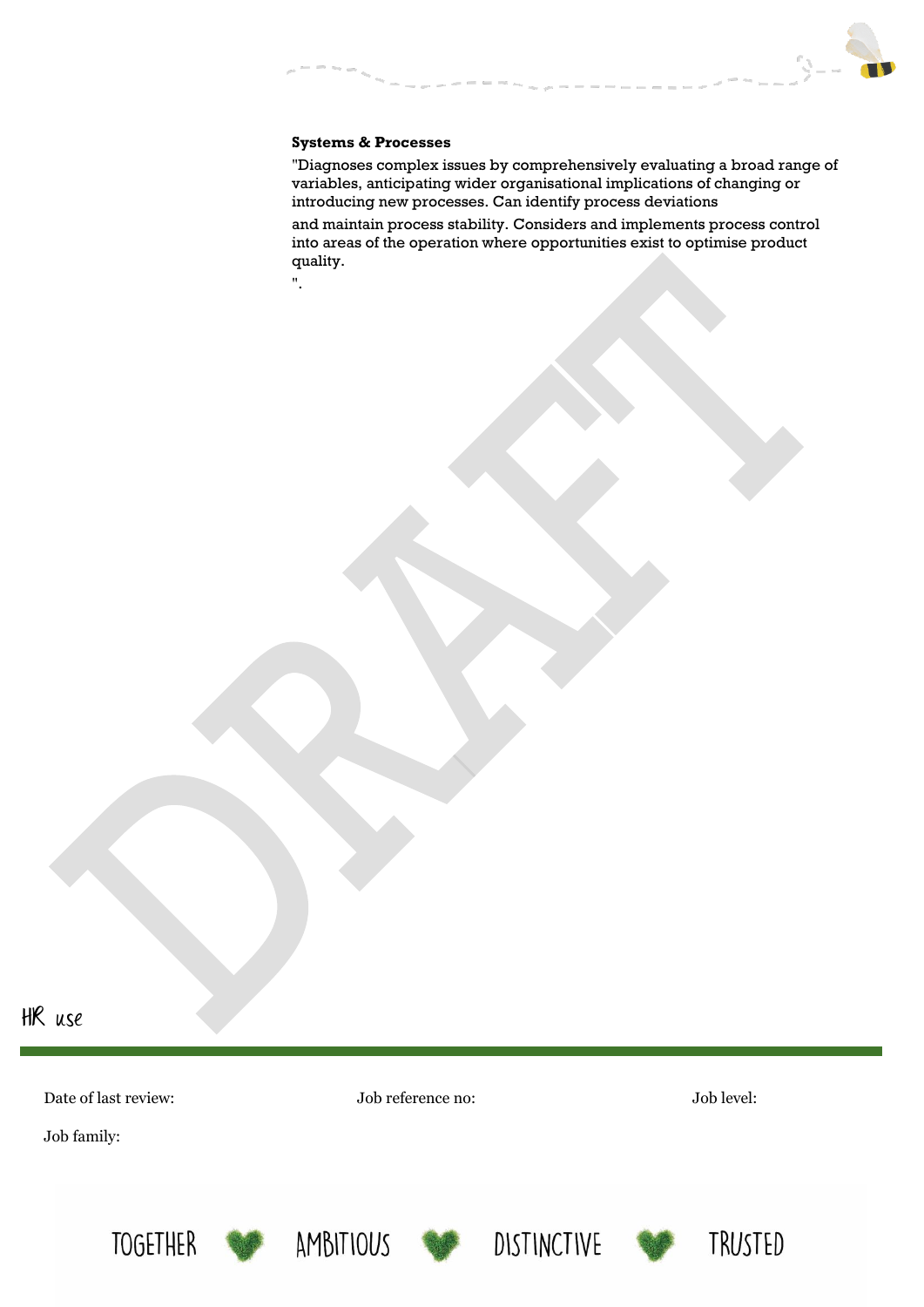**Systems & Processes**

"Diagnoses complex issues by comprehensively evaluating a broad range of variables, anticipating wider organisational implications of changing or introducing new processes. Can identify process deviations

and maintain process stability. Considers and implements process control into areas of the operation where opportunities exist to optimise product quality.

".

DRAFT

HR use

Date of last review: Job reference no: Job level:

Job family:

TOGETHER AMBITIOUS DISTINCTIVE TRUSTED